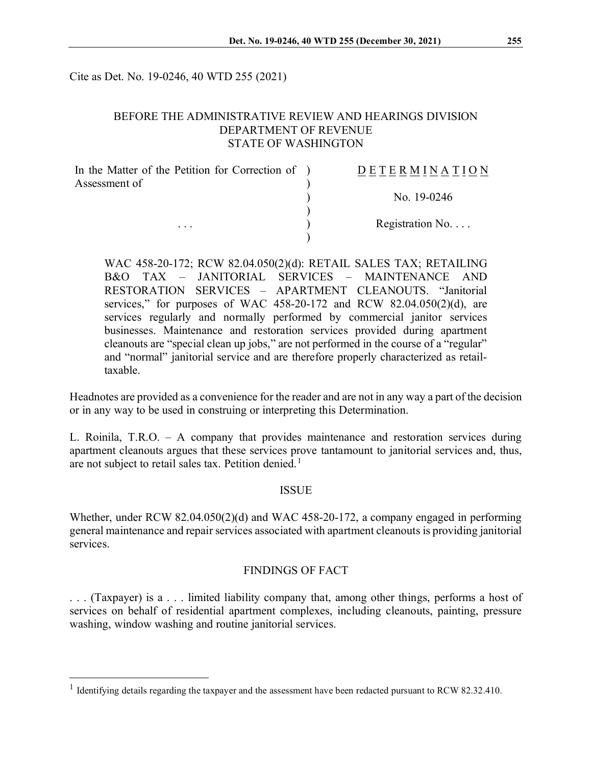Cite as Det. No. 19-0246, 40 WTD 255 (2021)

BEFORE THE ADMINISTRATIVE REVIEW AND HEARINGS DIVISION
DEPARTMENT OF REVENUE
STATE OF WASHINGTON

| In the Matter of the Petition for Correction of Assessment of | D E T E R M I N A T I O N |
| --- | --- |
| | No. 19-0246 |
| . . . | Registration No. . . . |

WAC 458-20-172; RCW 82.04.050(2)(d): RETAIL SALES TAX; RETAILING B&O TAX – JANITORIAL SERVICES – MAINTENANCE AND RESTORATION SERVICES – APARTMENT CLEANOUTS. "Janitorial services," for purposes of WAC 458-20-172 and RCW 82.04.050(2)(d), are services regularly and normally performed by commercial janitor services businesses. Maintenance and restoration services provided during apartment cleanouts are "special clean up jobs," are not performed in the course of a "regular" and "normal" janitorial service and are therefore properly characterized as retail-taxable.

Headnotes are provided as a convenience for the reader and are not in any way a part of the decision or in any way to be used in construing or interpreting this Determination.

L. Roinila, T.R.O. – A company that provides maintenance and restoration services during apartment cleanouts argues that these services prove tantamount to janitorial services and, thus, are not subject to retail sales tax. Petition denied.[1]

## ISSUE

Whether, under RCW 82.04.050(2)(d) and WAC 458-20-172, a company engaged in performing general maintenance and repair services associated with apartment cleanouts is providing janitorial services.

## FINDINGS OF FACT

. . . (Taxpayer) is a . . . limited liability company that, among other things, performs a host of services on behalf of residential apartment complexes, including cleanouts, painting, pressure washing, window washing and routine janitorial services.

---

[1] Identifying details regarding the taxpayer and the assessment have been redacted pursuant to RCW 82.32.410.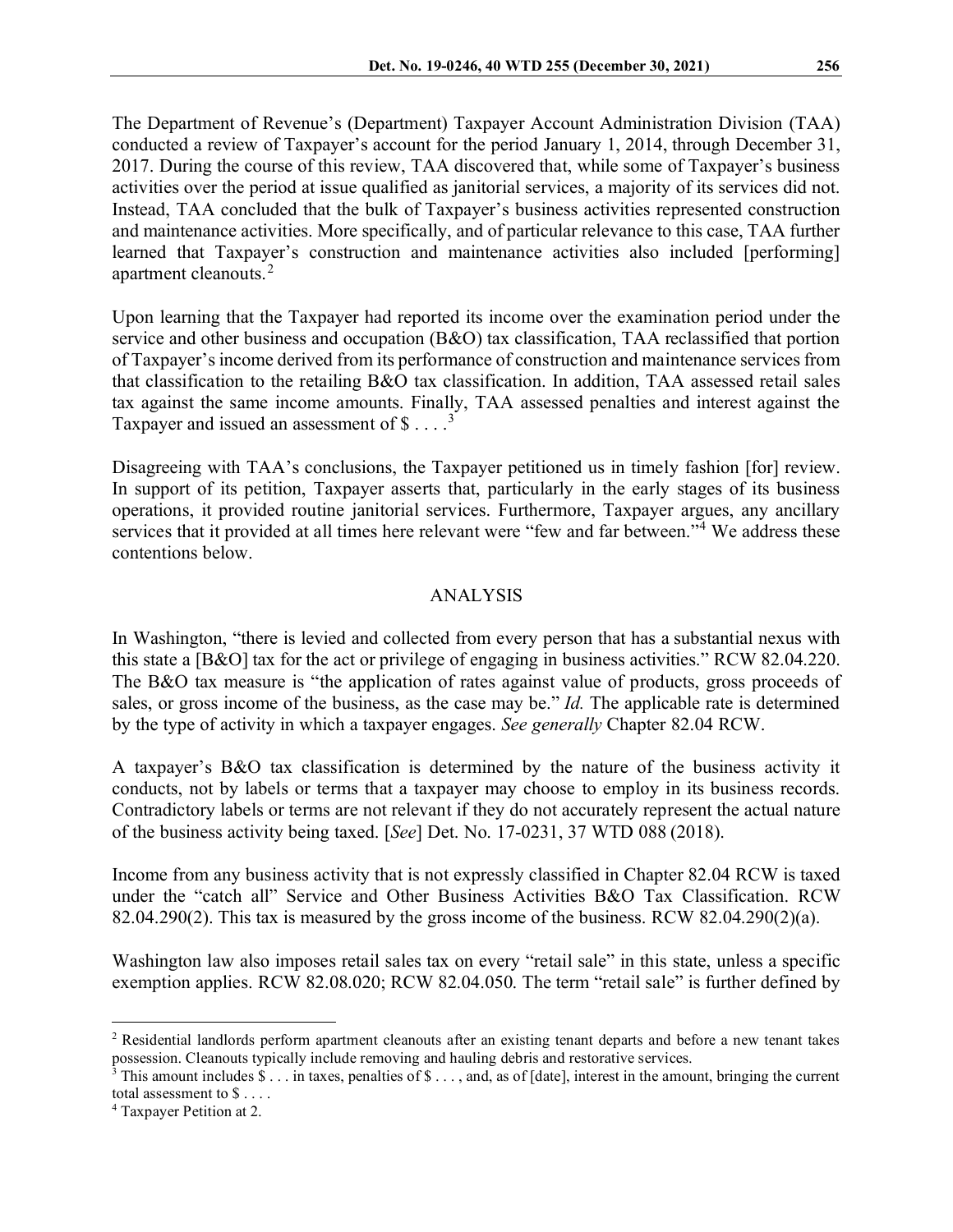The Department of Revenue's (Department) Taxpayer Account Administration Division (TAA) conducted a review of Taxpayer's account for the period January 1, 2014, through December 31, 2017. During the course of this review, TAA discovered that, while some of Taxpayer's business activities over the period at issue qualified as janitorial services, a majority of its services did not. Instead, TAA concluded that the bulk of Taxpayer's business activities represented construction and maintenance activities. More specifically, and of particular relevance to this case, TAA further learned that Taxpayer's construction and maintenance activities also included [performing] apartment cleanouts.[2]

Upon learning that the Taxpayer had reported its income over the examination period under the service and other business and occupation (B&O) tax classification, TAA reclassified that portion of Taxpayer's income derived from its performance of construction and maintenance services from that classification to the retailing B&O tax classification. In addition, TAA assessed retail sales tax against the same income amounts. Finally, TAA assessed penalties and interest against the Taxpayer and issued an assessment of $ . . . .[3]

Disagreeing with TAA's conclusions, the Taxpayer petitioned us in timely fashion [for] review. In support of its petition, Taxpayer asserts that, particularly in the early stages of its business operations, it provided routine janitorial services. Furthermore, Taxpayer argues, any ancillary services that it provided at all times here relevant were "few and far between."[4] We address these contentions below.

## ANALYSIS

In Washington, "there is levied and collected from every person that has a substantial nexus with this state a [B&O] tax for the act or privilege of engaging in business activities." RCW 82.04.220. The B&O tax measure is "the application of rates against value of products, gross proceeds of sales, or gross income of the business, as the case may be." *Id.* The applicable rate is determined by the type of activity in which a taxpayer engages. *See generally* Chapter 82.04 RCW.

A taxpayer's B&O tax classification is determined by the nature of the business activity it conducts, not by labels or terms that a taxpayer may choose to employ in its business records. Contradictory labels or terms are not relevant if they do not accurately represent the actual nature of the business activity being taxed. [*See*] Det. No. 17-0231, 37 WTD 088 (2018).

Income from any business activity that is not expressly classified in Chapter 82.04 RCW is taxed under the "catch all" Service and Other Business Activities B&O Tax Classification. RCW 82.04.290(2). This tax is measured by the gross income of the business. RCW 82.04.290(2)(a).

Washington law also imposes retail sales tax on every "retail sale" in this state, unless a specific exemption applies. RCW 82.08.020; RCW 82.04.050. The term "retail sale" is further defined by

---

[2] Residential landlords perform apartment cleanouts after an existing tenant departs and before a new tenant takes possession. Cleanouts typically include removing and hauling debris and restorative services.

[3] This amount includes $ . . . in taxes, penalties of $ . . . , and, as of [date], interest in the amount, bringing the current total assessment to $ . . . .

[4] Taxpayer Petition at 2.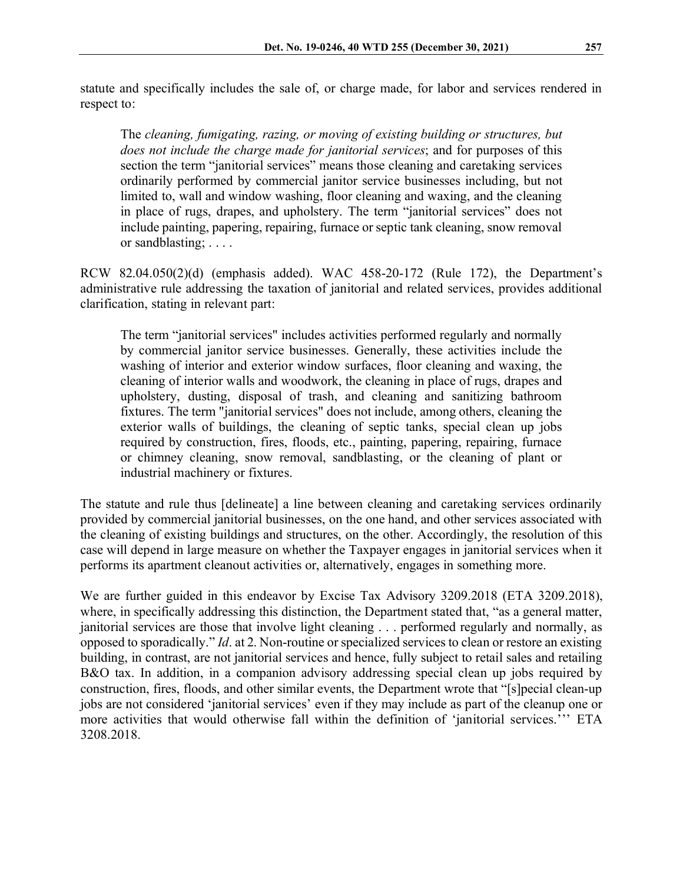statute and specifically includes the sale of, or charge made, for labor and services rendered in respect to:

> The *cleaning, fumigating, razing, or moving of existing building or structures, but does not include the charge made for janitorial services*; and for purposes of this section the term "janitorial services" means those cleaning and caretaking services ordinarily performed by commercial janitor service businesses including, but not limited to, wall and window washing, floor cleaning and waxing, and the cleaning in place of rugs, drapes, and upholstery. The term "janitorial services" does not include painting, papering, repairing, furnace or septic tank cleaning, snow removal or sandblasting; . . . .

RCW 82.04.050(2)(d) (emphasis added). WAC 458-20-172 (Rule 172), the Department's administrative rule addressing the taxation of janitorial and related services, provides additional clarification, stating in relevant part:

> The term "janitorial services" includes activities performed regularly and normally by commercial janitor service businesses. Generally, these activities include the washing of interior and exterior window surfaces, floor cleaning and waxing, the cleaning of interior walls and woodwork, the cleaning in place of rugs, drapes and upholstery, dusting, disposal of trash, and cleaning and sanitizing bathroom fixtures. The term "janitorial services" does not include, among others, cleaning the exterior walls of buildings, the cleaning of septic tanks, special clean up jobs required by construction, fires, floods, etc., painting, papering, repairing, furnace or chimney cleaning, snow removal, sandblasting, or the cleaning of plant or industrial machinery or fixtures.

The statute and rule thus [delineate] a line between cleaning and caretaking services ordinarily provided by commercial janitorial businesses, on the one hand, and other services associated with the cleaning of existing buildings and structures, on the other. Accordingly, the resolution of this case will depend in large measure on whether the Taxpayer engages in janitorial services when it performs its apartment cleanout activities or, alternatively, engages in something more.

We are further guided in this endeavor by Excise Tax Advisory 3209.2018 (ETA 3209.2018), where, in specifically addressing this distinction, the Department stated that, "as a general matter, janitorial services are those that involve light cleaning . . . performed regularly and normally, as opposed to sporadically." *Id*. at 2. Non-routine or specialized services to clean or restore an existing building, in contrast, are not janitorial services and hence, fully subject to retail sales and retailing B&O tax. In addition, in a companion advisory addressing special clean up jobs required by construction, fires, floods, and other similar events, the Department wrote that "[s]pecial clean-up jobs are not considered 'janitorial services' even if they may include as part of the cleanup one or more activities that would otherwise fall within the definition of 'janitorial services.''' ETA 3208.2018.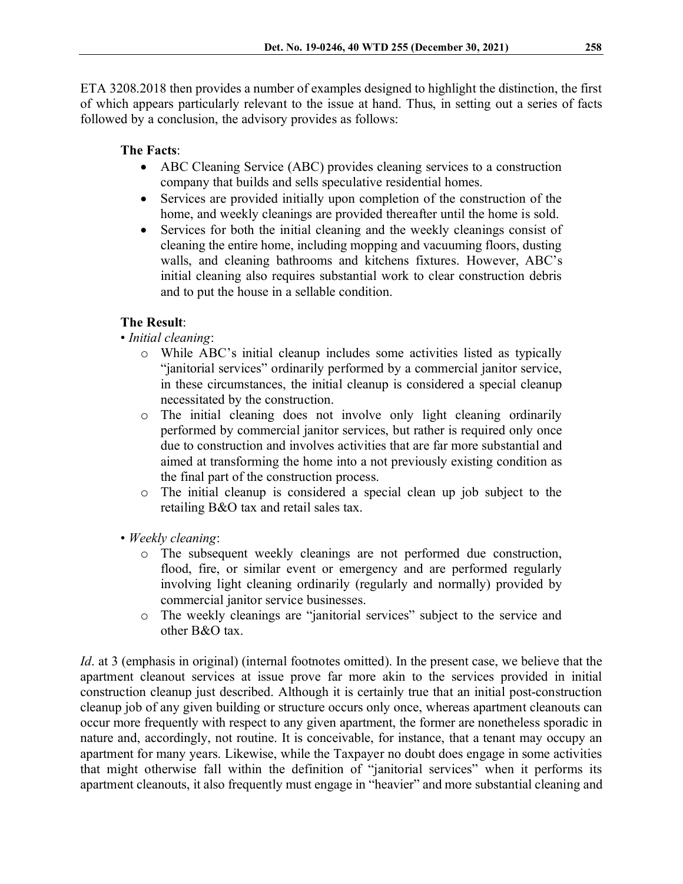ETA 3208.2018 then provides a number of examples designed to highlight the distinction, the first of which appears particularly relevant to the issue at hand. Thus, in setting out a series of facts followed by a conclusion, the advisory provides as follows:

> **The Facts**:
> - ABC Cleaning Service (ABC) provides cleaning services to a construction company that builds and sells speculative residential homes.
> - Services are provided initially upon completion of the construction of the home, and weekly cleanings are provided thereafter until the home is sold.
> - Services for both the initial cleaning and the weekly cleanings consist of cleaning the entire home, including mopping and vacuuming floors, dusting walls, and cleaning bathrooms and kitchens fixtures. However, ABC's initial cleaning also requires substantial work to clear construction debris and to put the house in a sellable condition.
>
> **The Result**:
>
> • *Initial cleaning*:
> - While ABC's initial cleanup includes some activities listed as typically "janitorial services" ordinarily performed by a commercial janitor service, in these circumstances, the initial cleanup is considered a special cleanup necessitated by the construction.
> - The initial cleaning does not involve only light cleaning ordinarily performed by commercial janitor services, but rather is required only once due to construction and involves activities that are far more substantial and aimed at transforming the home into a not previously existing condition as the final part of the construction process.
> - The initial cleanup is considered a special clean up job subject to the retailing B&O tax and retail sales tax.
>
> • *Weekly cleaning*:
> - The subsequent weekly cleanings are not performed due construction, flood, fire, or similar event or emergency and are performed regularly involving light cleaning ordinarily (regularly and normally) provided by commercial janitor service businesses.
> - The weekly cleanings are "janitorial services" subject to the service and other B&O tax.

*Id*. at 3 (emphasis in original) (internal footnotes omitted). In the present case, we believe that the apartment cleanout services at issue prove far more akin to the services provided in initial construction cleanup just described. Although it is certainly true that an initial post-construction cleanup job of any given building or structure occurs only once, whereas apartment cleanouts can occur more frequently with respect to any given apartment, the former are nonetheless sporadic in nature and, accordingly, not routine. It is conceivable, for instance, that a tenant may occupy an apartment for many years. Likewise, while the Taxpayer no doubt does engage in some activities that might otherwise fall within the definition of "janitorial services" when it performs its apartment cleanouts, it also frequently must engage in "heavier" and more substantial cleaning and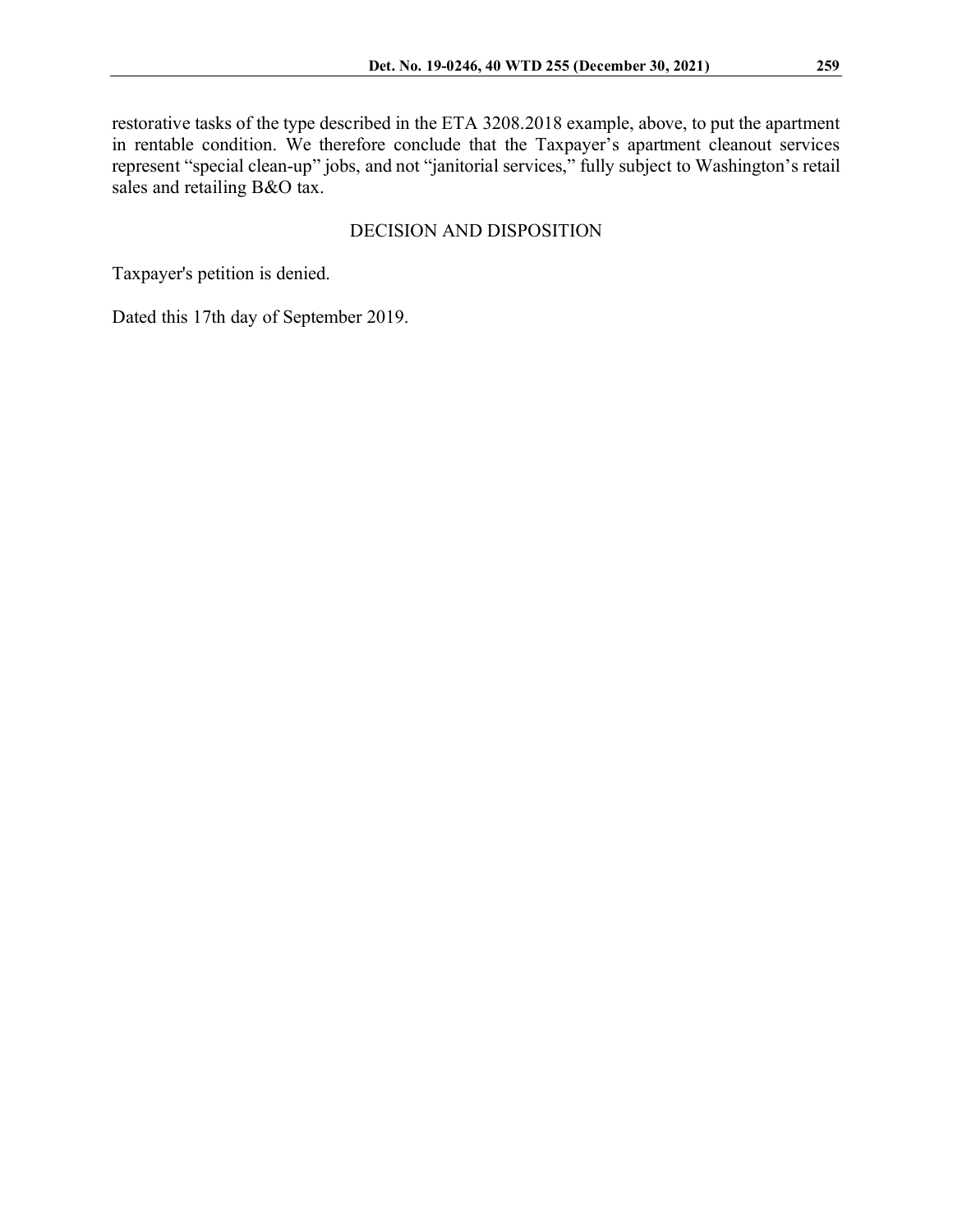restorative tasks of the type described in the ETA 3208.2018 example, above, to put the apartment in rentable condition. We therefore conclude that the Taxpayer's apartment cleanout services represent "special clean-up" jobs, and not "janitorial services," fully subject to Washington's retail sales and retailing B&O tax.

## DECISION AND DISPOSITION

Taxpayer's petition is denied.

Dated this 17th day of September 2019.